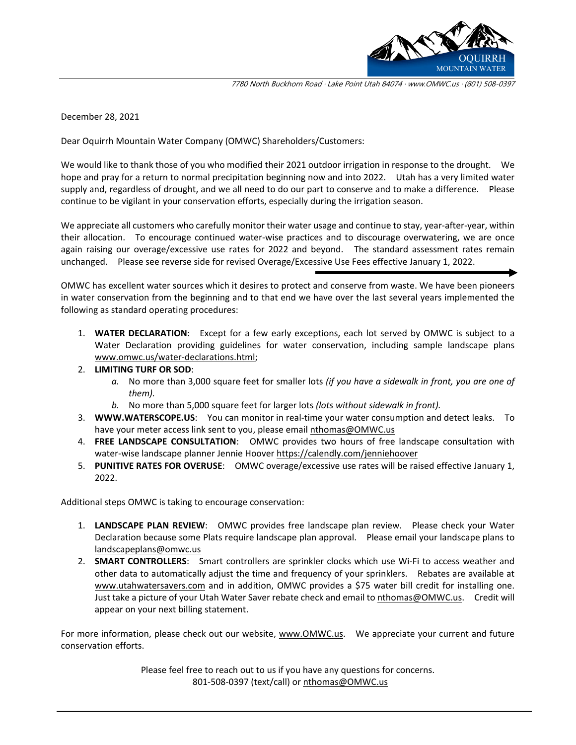OQUIRRH MOUNTAIN WATER

*7780 North Buckhorn Road · Lake Point Utah 84074 · www.OMWC.us · (801) 508-0397*

December 28, 2021

Dear Oquirrh Mountain Water Company (OMWC) Shareholders/Customers:

We would like to thank those of you who modified their 2021 outdoor irrigation in response to the drought. We hope and pray for a return to normal precipitation beginning now and into 2022. Utah has a very limited water supply and, regardless of drought, and we all need to do our part to conserve and to make a difference. Please continue to be vigilant in your conservation efforts, especially during the irrigation season.

We appreciate all customers who carefully monitor their water usage and continue to stay, year-after-year, within their allocation. To encourage continued water-wise practices and to discourage overwatering, we are once again raising our overage/excessive use rates for 2022 and beyond. The standard assessment rates remain unchanged. Please see reverse side for revised Overage/Excessive Use Fees effective January 1, 2022.

OMWC has excellent water sources which it desires to protect and conserve from waste. We have been pioneers in water conservation from the beginning and to that end we have over the last several years implemented the following as standard operating procedures:

1. **WATER DECLARATION**: Except for a few early exceptions, each lot served by OMWC is subject to a Water Declaration providing guidelines for water conservation, including sample landscape plans www.omwc.us/water-declarations.html;
2. **LIMITING TURF OR SOD**:
   a. No more than 3,000 square feet for smaller lots *(if you have a sidewalk in front, you are one of them).*
   b. No more than 5,000 square feet for larger lots *(lots without sidewalk in front).*
3. **WWW.WATERSCOPE.US**: You can monitor in real-time your water consumption and detect leaks. To have your meter access link sent to you, please email nthomas@OMWC.us
4. **FREE LANDSCAPE CONSULTATION**: OMWC provides two hours of free landscape consultation with water-wise landscape planner Jennie Hoover https://calendly.com/jenniehoover
5. **PUNITIVE RATES FOR OVERUSE**: OMWC overage/excessive use rates will be raised effective January 1, 2022.

Additional steps OMWC is taking to encourage conservation:

1. **LANDSCAPE PLAN REVIEW**: OMWC provides free landscape plan review. Please check your Water Declaration because some Plats require landscape plan approval. Please email your landscape plans to landscapeplans@omwc.us
2. **SMART CONTROLLERS**: Smart controllers are sprinkler clocks which use Wi-Fi to access weather and other data to automatically adjust the time and frequency of your sprinklers. Rebates are available at www.utahwatersavers.com and in addition, OMWC provides a $75 water bill credit for installing one. Just take a picture of your Utah Water Saver rebate check and email to nthomas@OMWC.us. Credit will appear on your next billing statement.

For more information, please check out our website, www.OMWC.us. We appreciate your current and future conservation efforts.

Please feel free to reach out to us if you have any questions for concerns.
801-508-0397 (text/call) or nthomas@OMWC.us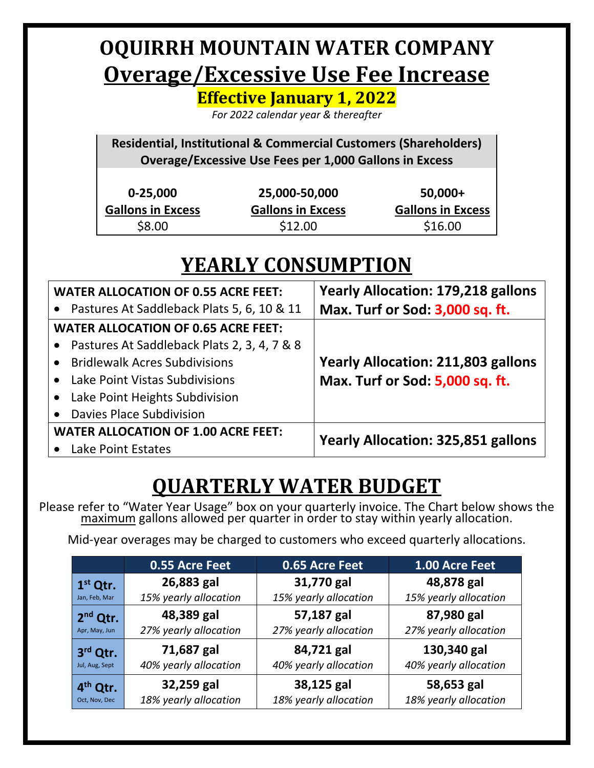# OQUIRRH MOUNTAIN WATER COMPANY

# Overage/Excessive Use Fee Increase

## Effective January 1, 2022

*For 2022 calendar year & thereafter*

| Residential, Institutional & Commercial Customers (Shareholders) Overage/Excessive Use Fees per 1,000 Gallons in Excess | | |
|---|---|---|
| **0-25,000 Gallons in Excess** | **25,000-50,000 Gallons in Excess** | **50,000+ Gallons in Excess** |
| $8.00 | $12.00 | $16.00 |

# YEARLY CONSUMPTION

| | |
|---|---|
| **WATER ALLOCATION OF 0.55 ACRE FEET:**<br>• Pastures At Saddleback Plats 5, 6, 10 & 11 | **Yearly Allocation: 179,218 gallons**<br>**Max. Turf or Sod: 3,000 sq. ft.** |
| **WATER ALLOCATION OF 0.65 ACRE FEET:**<br>• Pastures At Saddleback Plats 2, 3, 4, 7 & 8<br>• Bridlewalk Acres Subdivisions<br>• Lake Point Vistas Subdivisions<br>• Lake Point Heights Subdivision<br>• Davies Place Subdivision | **Yearly Allocation: 211,803 gallons**<br>**Max. Turf or Sod: 5,000 sq. ft.** |
| **WATER ALLOCATION OF 1.00 ACRE FEET:**<br>• Lake Point Estates | **Yearly Allocation: 325,851 gallons** |

# QUARTERLY WATER BUDGET

Please refer to "Water Year Usage" box on your quarterly invoice. The Chart below shows the maximum gallons allowed per quarter in order to stay within yearly allocation.

Mid-year overages may be charged to customers who exceed quarterly allocations.

| | 0.55 Acre Feet | 0.65 Acre Feet | 1.00 Acre Feet |
|---|---|---|---|
| **1st Qtr.** Jan, Feb, Mar | **26,883 gal** *15% yearly allocation* | **31,770 gal** *15% yearly allocation* | **48,878 gal** *15% yearly allocation* |
| **2nd Qtr.** Apr, May, Jun | **48,389 gal** *27% yearly allocation* | **57,187 gal** *27% yearly allocation* | **87,980 gal** *27% yearly allocation* |
| **3rd Qtr.** Jul, Aug, Sept | **71,687 gal** *40% yearly allocation* | **84,721 gal** *40% yearly allocation* | **130,340 gal** *40% yearly allocation* |
| **4th Qtr.** Oct, Nov, Dec | **32,259 gal** *18% yearly allocation* | **38,125 gal** *18% yearly allocation* | **58,653 gal** *18% yearly allocation* |